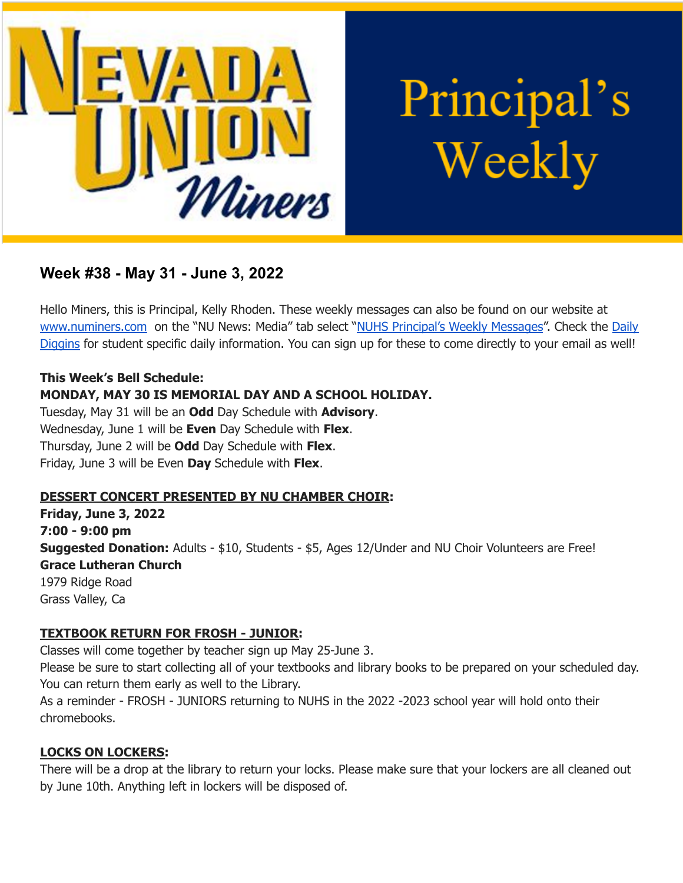# Nevada Union Miners — Principal's Weekly

## Week #38 - May 31 - June 3, 2022

Hello Miners, this is Principal, Kelly Rhoden. These weekly messages can also be found on our website at www.numiners.com on the "NU News: Media" tab select "NUHS Principal's Weekly Messages". Check the Daily Diggins for student specific daily information. You can sign up for these to come directly to your email as well!

**This Week's Bell Schedule:**
**MONDAY, MAY 30 IS MEMORIAL DAY AND A SCHOOL HOLIDAY.**
Tuesday, May 31 will be an **Odd** Day Schedule with **Advisory**.
Wednesday, June 1 will be **Even** Day Schedule with **Flex**.
Thursday, June 2 will be **Odd** Day Schedule with **Flex**.
Friday, June 3 will be Even **Day** Schedule with **Flex**.

**DESSERT CONCERT PRESENTED BY NU CHAMBER CHOIR:**
**Friday, June 3, 2022**
**7:00 - 9:00 pm**
**Suggested Donation:** Adults - $10, Students - $5, Ages 12/Under and NU Choir Volunteers are Free!
**Grace Lutheran Church**
1979 Ridge Road
Grass Valley, Ca

**TEXTBOOK RETURN FOR FROSH - JUNIOR:**
Classes will come together by teacher sign up May 25-June 3.
Please be sure to start collecting all of your textbooks and library books to be prepared on your scheduled day. You can return them early as well to the Library.
As a reminder - FROSH - JUNIORS returning to NUHS in the 2022 -2023 school year will hold onto their chromebooks.

**LOCKS ON LOCKERS:**
There will be a drop at the library to return your locks. Please make sure that your lockers are all cleaned out by June 10th. Anything left in lockers will be disposed of.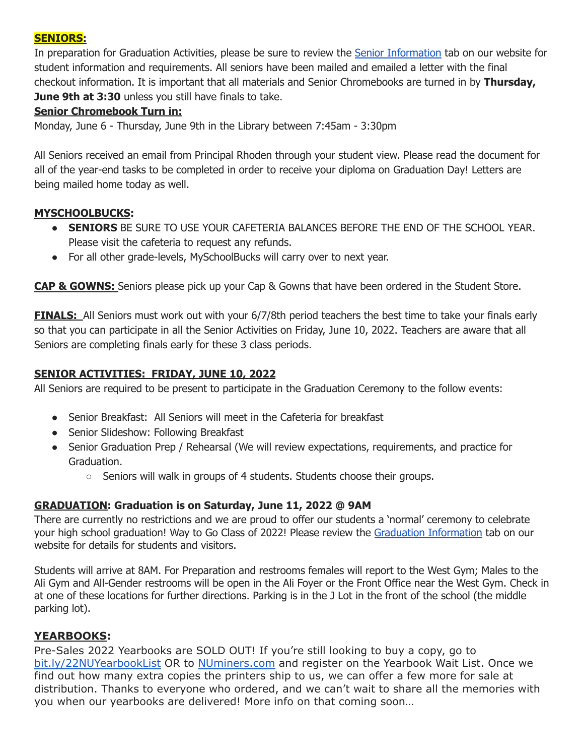**SENIORS:**

In preparation for Graduation Activities, please be sure to review the [Senior Information](#) tab on our website for student information and requirements. All seniors have been mailed and emailed a letter with the final checkout information. It is important that all materials and Senior Chromebooks are turned in by **Thursday, June 9th at 3:30** unless you still have finals to take.

**Senior Chromebook Turn in:**

Monday, June 6 - Thursday, June 9th in the Library between 7:45am - 3:30pm

All Seniors received an email from Principal Rhoden through your student view. Please read the document for all of the year-end tasks to be completed in order to receive your diploma on Graduation Day! Letters are being mailed home today as well.

**MYSCHOOLBUCKS:**

- **SENIORS** BE SURE TO USE YOUR CAFETERIA BALANCES BEFORE THE END OF THE SCHOOL YEAR. Please visit the cafeteria to request any refunds.
- For all other grade-levels, MySchoolBucks will carry over to next year.

**CAP & GOWNS:** Seniors please pick up your Cap & Gowns that have been ordered in the Student Store.

**FINALS:** All Seniors must work out with your 6/7/8th period teachers the best time to take your finals early so that you can participate in all the Senior Activities on Friday, June 10, 2022. Teachers are aware that all Seniors are completing finals early for these 3 class periods.

**SENIOR ACTIVITIES: FRIDAY, JUNE 10, 2022**

All Seniors are required to be present to participate in the Graduation Ceremony to the follow events:

- Senior Breakfast: All Seniors will meet in the Cafeteria for breakfast
- Senior Slideshow: Following Breakfast
- Senior Graduation Prep / Rehearsal (We will review expectations, requirements, and practice for Graduation.
  - Seniors will walk in groups of 4 students. Students choose their groups.

**GRADUATION: Graduation is on Saturday, June 11, 2022 @ 9AM**

There are currently no restrictions and we are proud to offer our students a 'normal' ceremony to celebrate your high school graduation! Way to Go Class of 2022! Please review the [Graduation Information](#) tab on our website for details for students and visitors.

Students will arrive at 8AM. For Preparation and restrooms females will report to the West Gym; Males to the Ali Gym and All-Gender restrooms will be open in the Ali Foyer or the Front Office near the West Gym. Check in at one of these locations for further directions. Parking is in the J Lot in the front of the school (the middle parking lot).

**YEARBOOKS:**

Pre-Sales 2022 Yearbooks are SOLD OUT! If you're still looking to buy a copy, go to [bit.ly/22NUYearbookList](#) OR to [NUminers.com](#) and register on the Yearbook Wait List. Once we find out how many extra copies the printers ship to us, we can offer a few more for sale at distribution. Thanks to everyone who ordered, and we can't wait to share all the memories with you when our yearbooks are delivered! More info on that coming soon…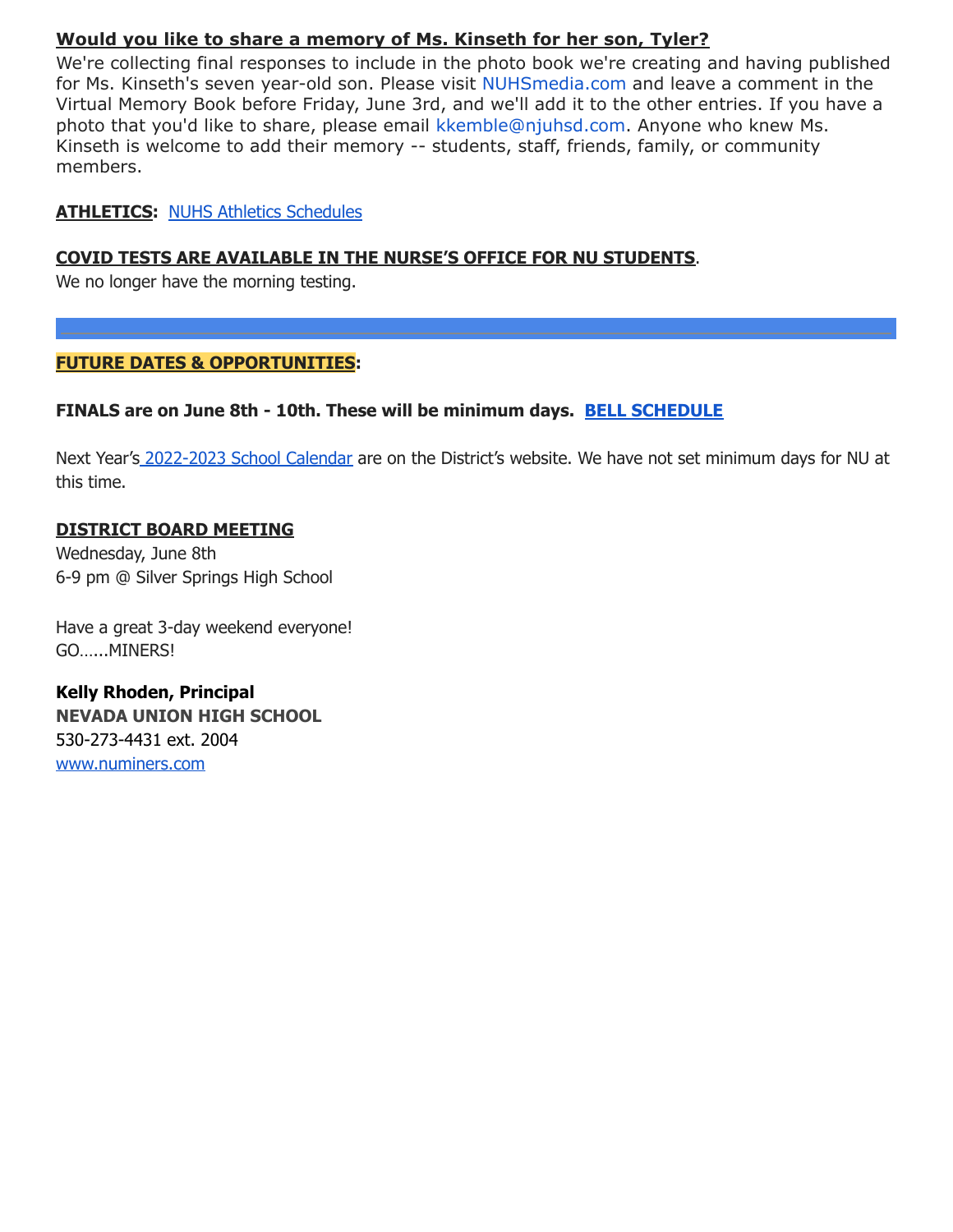**Would you like to share a memory of Ms. Kinseth for her son, Tyler?**

We're collecting final responses to include in the photo book we're creating and having published for Ms. Kinseth's seven year-old son. Please visit NUHSmedia.com and leave a comment in the Virtual Memory Book before Friday, June 3rd, and we'll add it to the other entries. If you have a photo that you'd like to share, please email kkemble@njuhsd.com. Anyone who knew Ms. Kinseth is welcome to add their memory -- students, staff, friends, family, or community members.

**ATHLETICS:** NUHS Athletics Schedules

**COVID TESTS ARE AVAILABLE IN THE NURSE'S OFFICE FOR NU STUDENTS**.
We no longer have the morning testing.

---

**FUTURE DATES & OPPORTUNITIES**:

**FINALS are on June 8th - 10th. These will be minimum days. BELL SCHEDULE**

Next Year's 2022-2023 School Calendar are on the District's website. We have not set minimum days for NU at this time.

**DISTRICT BOARD MEETING**
Wednesday, June 8th
6-9 pm @ Silver Springs High School

Have a great 3-day weekend everyone!
GO…...MINERS!

**Kelly Rhoden, Principal**
**NEVADA UNION HIGH SCHOOL**
530-273-4431 ext. 2004
www.numiners.com